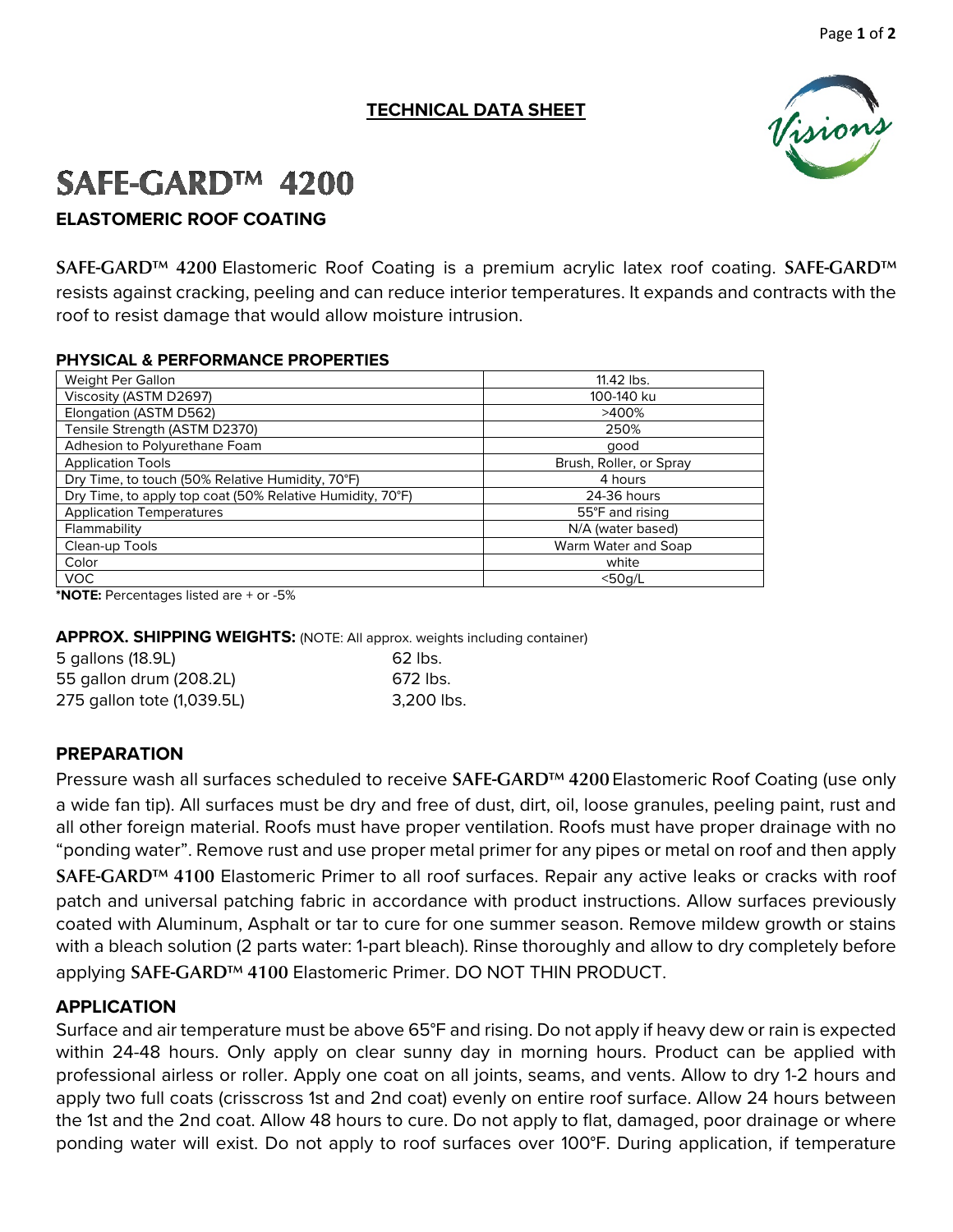**TECHNICAL DATA SHEET**

# SAFE-GARD™ 4200

## ELASTOMERIC ROOF COATING

**SAFE-GARD™ 4200** Elastomeric Roof Coating is a premium acrylic latex roof coating. **SAFE-GARD™** resists against cracking, peeling and can reduce interior temperatures. It expands and contracts with the roof to resist damage that would allow moisture intrusion.

### PHYSICAL & PERFORMANCE PROPERTIES

| | |
|---|---|
| Weight Per Gallon | 11.42 lbs. |
| Viscosity (ASTM D2697) | 100-140 ku |
| Elongation (ASTM D562) | >400% |
| Tensile Strength (ASTM D2370) | 250% |
| Adhesion to Polyurethane Foam | good |
| Application Tools | Brush, Roller, or Spray |
| Dry Time, to touch (50% Relative Humidity, 70°F) | 4 hours |
| Dry Time, to apply top coat (50% Relative Humidity, 70°F) | 24-36 hours |
| Application Temperatures | 55°F and rising |
| Flammability | N/A (water based) |
| Clean-up Tools | Warm Water and Soap |
| Color | white |
| VOC | <50g/L |

***NOTE:** Percentages listed are + or -5%

**APPROX. SHIPPING WEIGHTS:** (NOTE: All approx. weights including container)

| | |
|---|---|
| 5 gallons (18.9L) | 62 lbs. |
| 55 gallon drum (208.2L) | 672 lbs. |
| 275 gallon tote (1,039.5L) | 3,200 lbs. |

### PREPARATION

Pressure wash all surfaces scheduled to receive **SAFE-GARD™ 4200** Elastomeric Roof Coating (use only a wide fan tip). All surfaces must be dry and free of dust, dirt, oil, loose granules, peeling paint, rust and all other foreign material. Roofs must have proper ventilation. Roofs must have proper drainage with no "ponding water". Remove rust and use proper metal primer for any pipes or metal on roof and then apply **SAFE-GARD™ 4100** Elastomeric Primer to all roof surfaces. Repair any active leaks or cracks with roof patch and universal patching fabric in accordance with product instructions. Allow surfaces previously coated with Aluminum, Asphalt or tar to cure for one summer season. Remove mildew growth or stains with a bleach solution (2 parts water: 1-part bleach). Rinse thoroughly and allow to dry completely before applying **SAFE-GARD™ 4100** Elastomeric Primer. DO NOT THIN PRODUCT.

### APPLICATION

Surface and air temperature must be above 65°F and rising. Do not apply if heavy dew or rain is expected within 24-48 hours. Only apply on clear sunny day in morning hours. Product can be applied with professional airless or roller. Apply one coat on all joints, seams, and vents. Allow to dry 1-2 hours and apply two full coats (crisscross 1st and 2nd coat) evenly on entire roof surface. Allow 24 hours between the 1st and the 2nd coat. Allow 48 hours to cure. Do not apply to flat, damaged, poor drainage or where ponding water will exist. Do not apply to roof surfaces over 100°F. During application, if temperature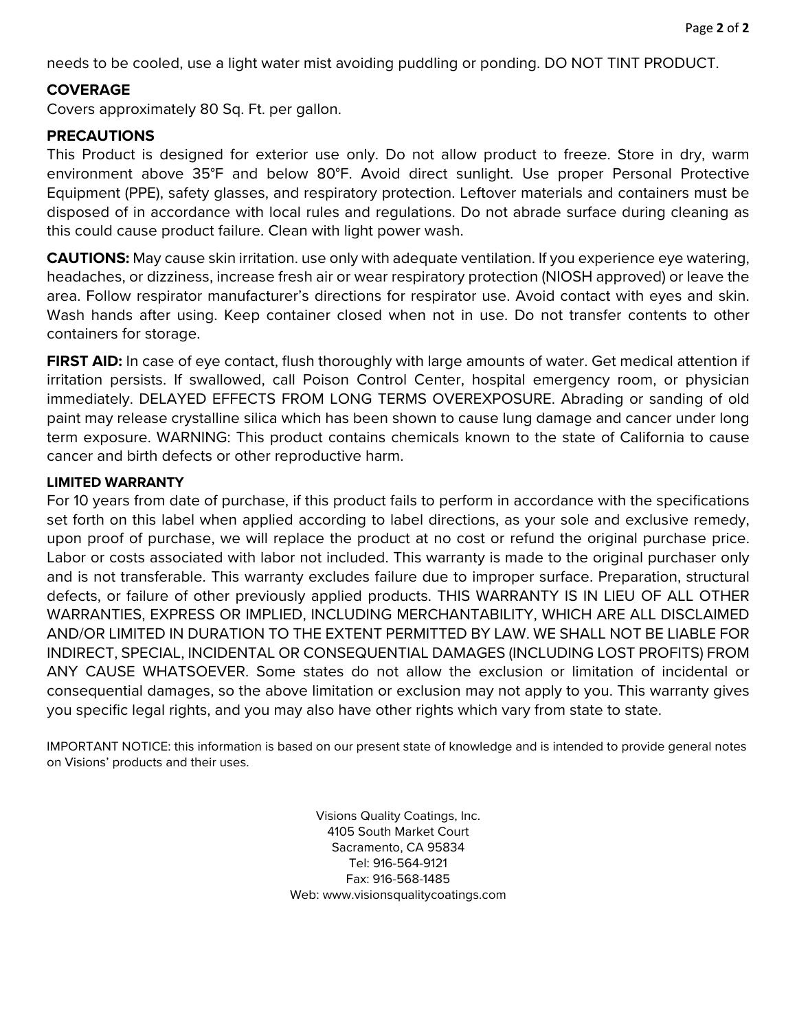needs to be cooled, use a light water mist avoiding puddling or ponding. DO NOT TINT PRODUCT.

## COVERAGE

Covers approximately 80 Sq. Ft. per gallon.

## PRECAUTIONS

This Product is designed for exterior use only. Do not allow product to freeze. Store in dry, warm environment above 35°F and below 80°F. Avoid direct sunlight. Use proper Personal Protective Equipment (PPE), safety glasses, and respiratory protection. Leftover materials and containers must be disposed of in accordance with local rules and regulations. Do not abrade surface during cleaning as this could cause product failure. Clean with light power wash.

**CAUTIONS:** May cause skin irritation. use only with adequate ventilation. If you experience eye watering, headaches, or dizziness, increase fresh air or wear respiratory protection (NIOSH approved) or leave the area. Follow respirator manufacturer's directions for respirator use. Avoid contact with eyes and skin. Wash hands after using. Keep container closed when not in use. Do not transfer contents to other containers for storage.

**FIRST AID:** In case of eye contact, flush thoroughly with large amounts of water. Get medical attention if irritation persists. If swallowed, call Poison Control Center, hospital emergency room, or physician immediately. DELAYED EFFECTS FROM LONG TERMS OVEREXPOSURE. Abrading or sanding of old paint may release crystalline silica which has been shown to cause lung damage and cancer under long term exposure. WARNING: This product contains chemicals known to the state of California to cause cancer and birth defects or other reproductive harm.

### LIMITED WARRANTY

For 10 years from date of purchase, if this product fails to perform in accordance with the specifications set forth on this label when applied according to label directions, as your sole and exclusive remedy, upon proof of purchase, we will replace the product at no cost or refund the original purchase price. Labor or costs associated with labor not included. This warranty is made to the original purchaser only and is not transferable. This warranty excludes failure due to improper surface. Preparation, structural defects, or failure of other previously applied products. THIS WARRANTY IS IN LIEU OF ALL OTHER WARRANTIES, EXPRESS OR IMPLIED, INCLUDING MERCHANTABILITY, WHICH ARE ALL DISCLAIMED AND/OR LIMITED IN DURATION TO THE EXTENT PERMITTED BY LAW. WE SHALL NOT BE LIABLE FOR INDIRECT, SPECIAL, INCIDENTAL OR CONSEQUENTIAL DAMAGES (INCLUDING LOST PROFITS) FROM ANY CAUSE WHATSOEVER. Some states do not allow the exclusion or limitation of incidental or consequential damages, so the above limitation or exclusion may not apply to you. This warranty gives you specific legal rights, and you may also have other rights which vary from state to state.

IMPORTANT NOTICE: this information is based on our present state of knowledge and is intended to provide general notes on Visions' products and their uses.

Visions Quality Coatings, Inc.
4105 South Market Court
Sacramento, CA 95834
Tel: 916-564-9121
Fax: 916-568-1485
Web: www.visionsqualitycoatings.com